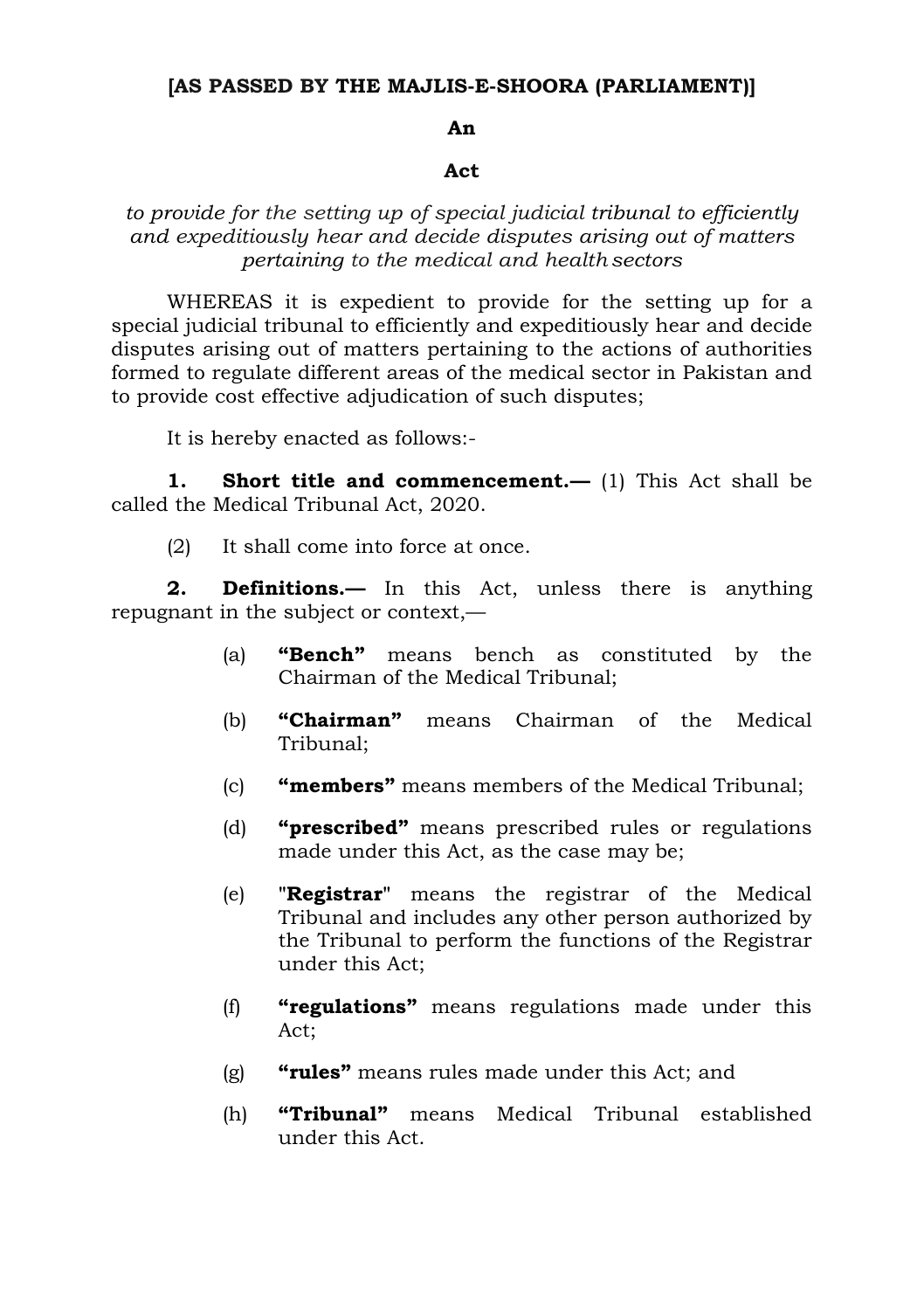**[AS PASSED BY THE MAJLIS-E-SHOORA (PARLIAMENT)]**

# An

# Act

*to provide for the setting up of special judicial tribunal to efficiently and expeditiously hear and decide disputes arising out of matters pertaining to the medical and health sectors*

WHEREAS it is expedient to provide for the setting up for a special judicial tribunal to efficiently and expeditiously hear and decide disputes arising out of matters pertaining to the actions of authorities formed to regulate different areas of the medical sector in Pakistan and to provide cost effective adjudication of such disputes;

It is hereby enacted as follows:-

**1. Short title and commencement.—** (1) This Act shall be called the Medical Tribunal Act, 2020.

(2) It shall come into force at once.

**2. Definitions.—** In this Act, unless there is anything repugnant in the subject or context,—

(a) **"Bench"** means bench as constituted by the Chairman of the Medical Tribunal;

(b) **"Chairman"** means Chairman of the Medical Tribunal;

(c) **"members"** means members of the Medical Tribunal;

(d) **"prescribed"** means prescribed rules or regulations made under this Act, as the case may be;

(e) "**Registrar**" means the registrar of the Medical Tribunal and includes any other person authorized by the Tribunal to perform the functions of the Registrar under this Act;

(f) **"regulations"** means regulations made under this Act;

(g) **"rules"** means rules made under this Act; and

(h) **"Tribunal"** means Medical Tribunal established under this Act.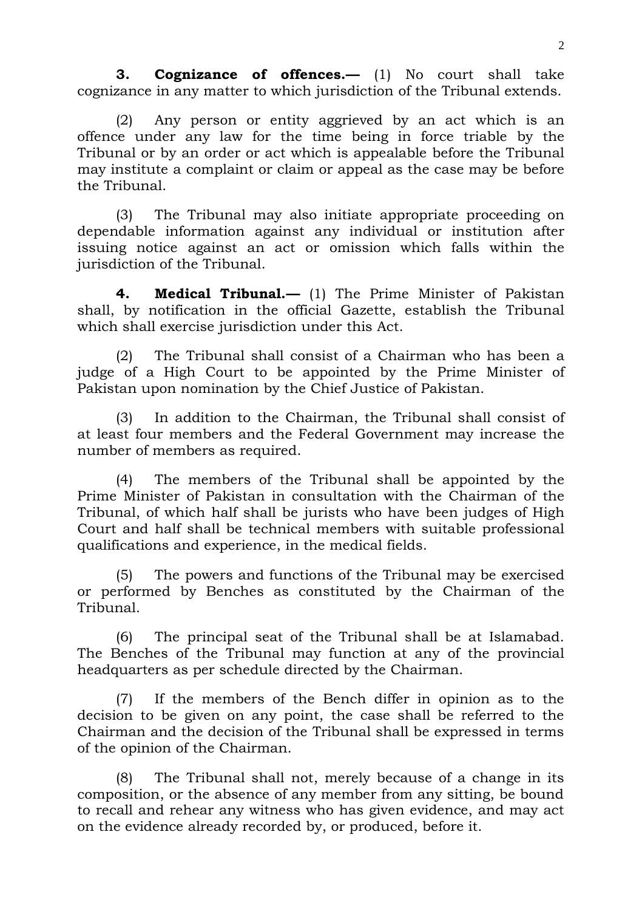**3. Cognizance of offences.—** (1) No court shall take cognizance in any matter to which jurisdiction of the Tribunal extends.

(2) Any person or entity aggrieved by an act which is an offence under any law for the time being in force triable by the Tribunal or by an order or act which is appealable before the Tribunal may institute a complaint or claim or appeal as the case may be before the Tribunal.

(3) The Tribunal may also initiate appropriate proceeding on dependable information against any individual or institution after issuing notice against an act or omission which falls within the jurisdiction of the Tribunal.

**4. Medical Tribunal.—** (1) The Prime Minister of Pakistan shall, by notification in the official Gazette, establish the Tribunal which shall exercise jurisdiction under this Act.

(2) The Tribunal shall consist of a Chairman who has been a judge of a High Court to be appointed by the Prime Minister of Pakistan upon nomination by the Chief Justice of Pakistan.

(3) In addition to the Chairman, the Tribunal shall consist of at least four members and the Federal Government may increase the number of members as required.

(4) The members of the Tribunal shall be appointed by the Prime Minister of Pakistan in consultation with the Chairman of the Tribunal, of which half shall be jurists who have been judges of High Court and half shall be technical members with suitable professional qualifications and experience, in the medical fields.

(5) The powers and functions of the Tribunal may be exercised or performed by Benches as constituted by the Chairman of the Tribunal.

(6) The principal seat of the Tribunal shall be at Islamabad. The Benches of the Tribunal may function at any of the provincial headquarters as per schedule directed by the Chairman.

(7) If the members of the Bench differ in opinion as to the decision to be given on any point, the case shall be referred to the Chairman and the decision of the Tribunal shall be expressed in terms of the opinion of the Chairman.

(8) The Tribunal shall not, merely because of a change in its composition, or the absence of any member from any sitting, be bound to recall and rehear any witness who has given evidence, and may act on the evidence already recorded by, or produced, before it.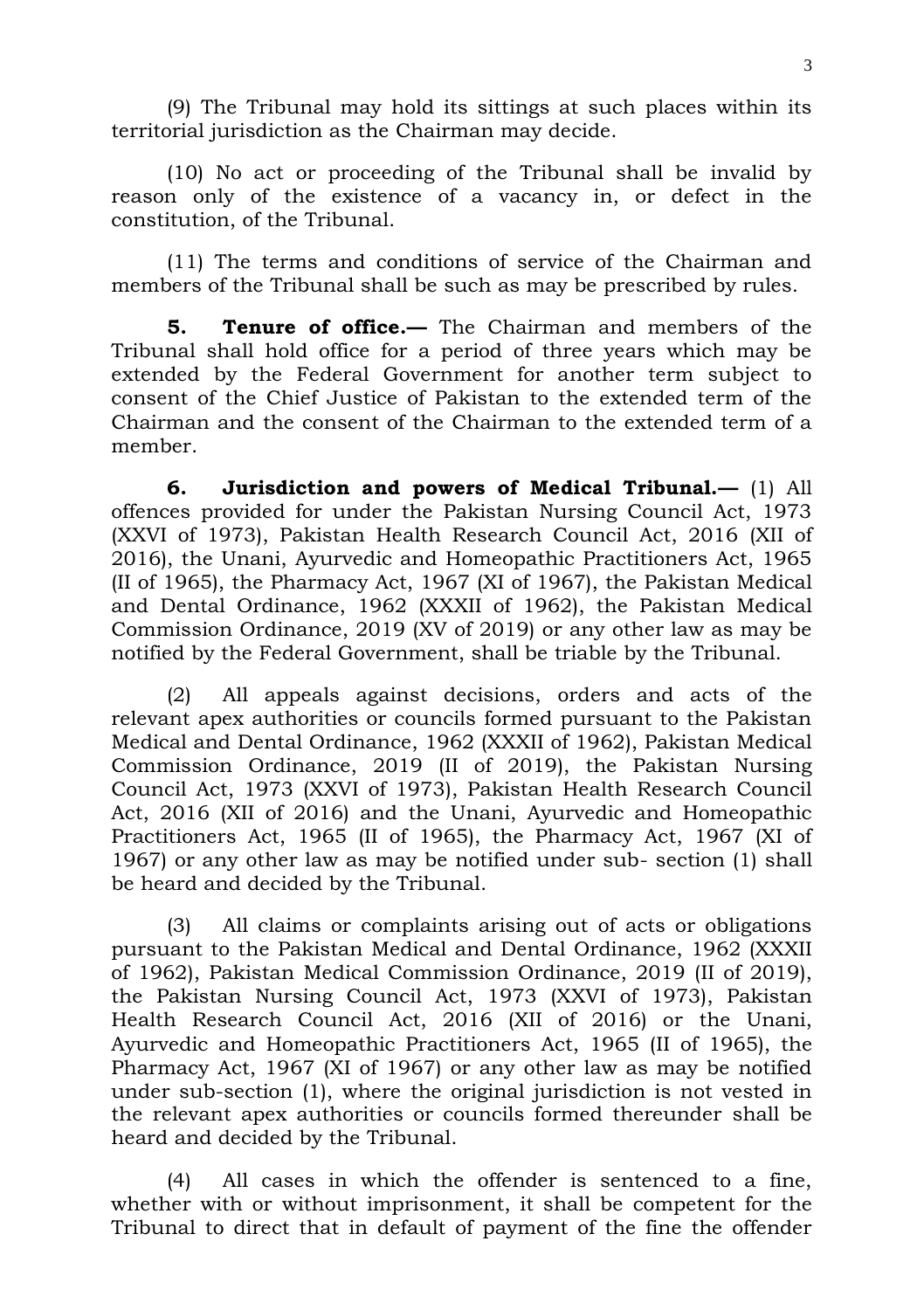(9) The Tribunal may hold its sittings at such places within its territorial jurisdiction as the Chairman may decide.

(10) No act or proceeding of the Tribunal shall be invalid by reason only of the existence of a vacancy in, or defect in the constitution, of the Tribunal.

(11) The terms and conditions of service of the Chairman and members of the Tribunal shall be such as may be prescribed by rules.

**5. Tenure of office.—** The Chairman and members of the Tribunal shall hold office for a period of three years which may be extended by the Federal Government for another term subject to consent of the Chief Justice of Pakistan to the extended term of the Chairman and the consent of the Chairman to the extended term of a member.

**6. Jurisdiction and powers of Medical Tribunal.—** (1) All offences provided for under the Pakistan Nursing Council Act, 1973 (XXVI of 1973), Pakistan Health Research Council Act, 2016 (XII of 2016), the Unani, Ayurvedic and Homeopathic Practitioners Act, 1965 (II of 1965), the Pharmacy Act, 1967 (XI of 1967), the Pakistan Medical and Dental Ordinance, 1962 (XXXII of 1962), the Pakistan Medical Commission Ordinance, 2019 (XV of 2019) or any other law as may be notified by the Federal Government, shall be triable by the Tribunal.

(2) All appeals against decisions, orders and acts of the relevant apex authorities or councils formed pursuant to the Pakistan Medical and Dental Ordinance, 1962 (XXXII of 1962), Pakistan Medical Commission Ordinance, 2019 (II of 2019), the Pakistan Nursing Council Act, 1973 (XXVI of 1973), Pakistan Health Research Council Act, 2016 (XII of 2016) and the Unani, Ayurvedic and Homeopathic Practitioners Act, 1965 (II of 1965), the Pharmacy Act, 1967 (XI of 1967) or any other law as may be notified under sub- section (1) shall be heard and decided by the Tribunal.

(3) All claims or complaints arising out of acts or obligations pursuant to the Pakistan Medical and Dental Ordinance, 1962 (XXXII of 1962), Pakistan Medical Commission Ordinance, 2019 (II of 2019), the Pakistan Nursing Council Act, 1973 (XXVI of 1973), Pakistan Health Research Council Act, 2016 (XII of 2016) or the Unani, Ayurvedic and Homeopathic Practitioners Act, 1965 (II of 1965), the Pharmacy Act, 1967 (XI of 1967) or any other law as may be notified under sub-section (1), where the original jurisdiction is not vested in the relevant apex authorities or councils formed thereunder shall be heard and decided by the Tribunal.

(4) All cases in which the offender is sentenced to a fine, whether with or without imprisonment, it shall be competent for the Tribunal to direct that in default of payment of the fine the offender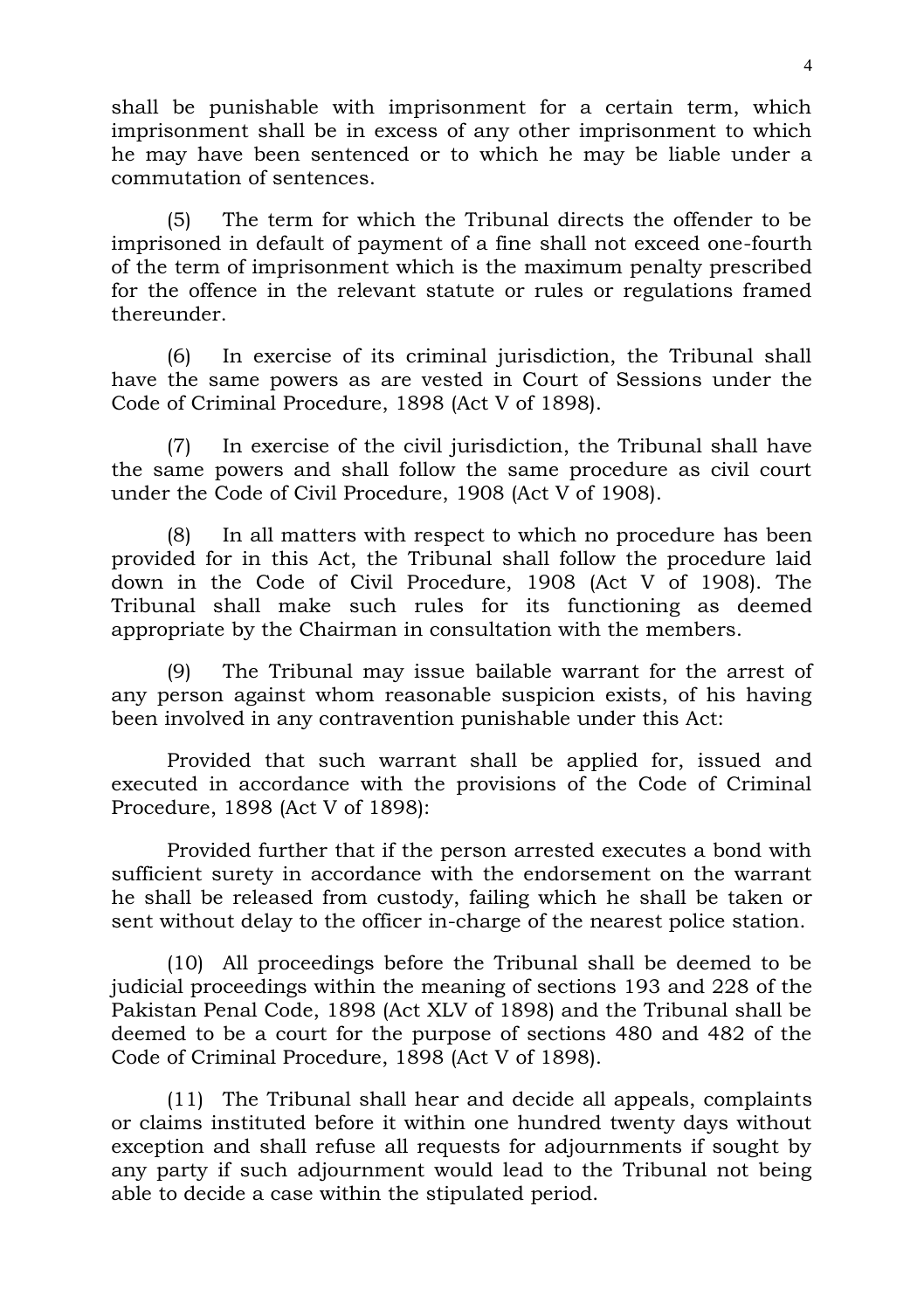shall be punishable with imprisonment for a certain term, which imprisonment shall be in excess of any other imprisonment to which he may have been sentenced or to which he may be liable under a commutation of sentences.

(5) The term for which the Tribunal directs the offender to be imprisoned in default of payment of a fine shall not exceed one-fourth of the term of imprisonment which is the maximum penalty prescribed for the offence in the relevant statute or rules or regulations framed thereunder.

(6) In exercise of its criminal jurisdiction, the Tribunal shall have the same powers as are vested in Court of Sessions under the Code of Criminal Procedure, 1898 (Act V of 1898).

(7) In exercise of the civil jurisdiction, the Tribunal shall have the same powers and shall follow the same procedure as civil court under the Code of Civil Procedure, 1908 (Act V of 1908).

(8) In all matters with respect to which no procedure has been provided for in this Act, the Tribunal shall follow the procedure laid down in the Code of Civil Procedure, 1908 (Act V of 1908). The Tribunal shall make such rules for its functioning as deemed appropriate by the Chairman in consultation with the members.

(9) The Tribunal may issue bailable warrant for the arrest of any person against whom reasonable suspicion exists, of his having been involved in any contravention punishable under this Act:

Provided that such warrant shall be applied for, issued and executed in accordance with the provisions of the Code of Criminal Procedure, 1898 (Act V of 1898):

Provided further that if the person arrested executes a bond with sufficient surety in accordance with the endorsement on the warrant he shall be released from custody, failing which he shall be taken or sent without delay to the officer in-charge of the nearest police station.

(10) All proceedings before the Tribunal shall be deemed to be judicial proceedings within the meaning of sections 193 and 228 of the Pakistan Penal Code, 1898 (Act XLV of 1898) and the Tribunal shall be deemed to be a court for the purpose of sections 480 and 482 of the Code of Criminal Procedure, 1898 (Act V of 1898).

(11) The Tribunal shall hear and decide all appeals, complaints or claims instituted before it within one hundred twenty days without exception and shall refuse all requests for adjournments if sought by any party if such adjournment would lead to the Tribunal not being able to decide a case within the stipulated period.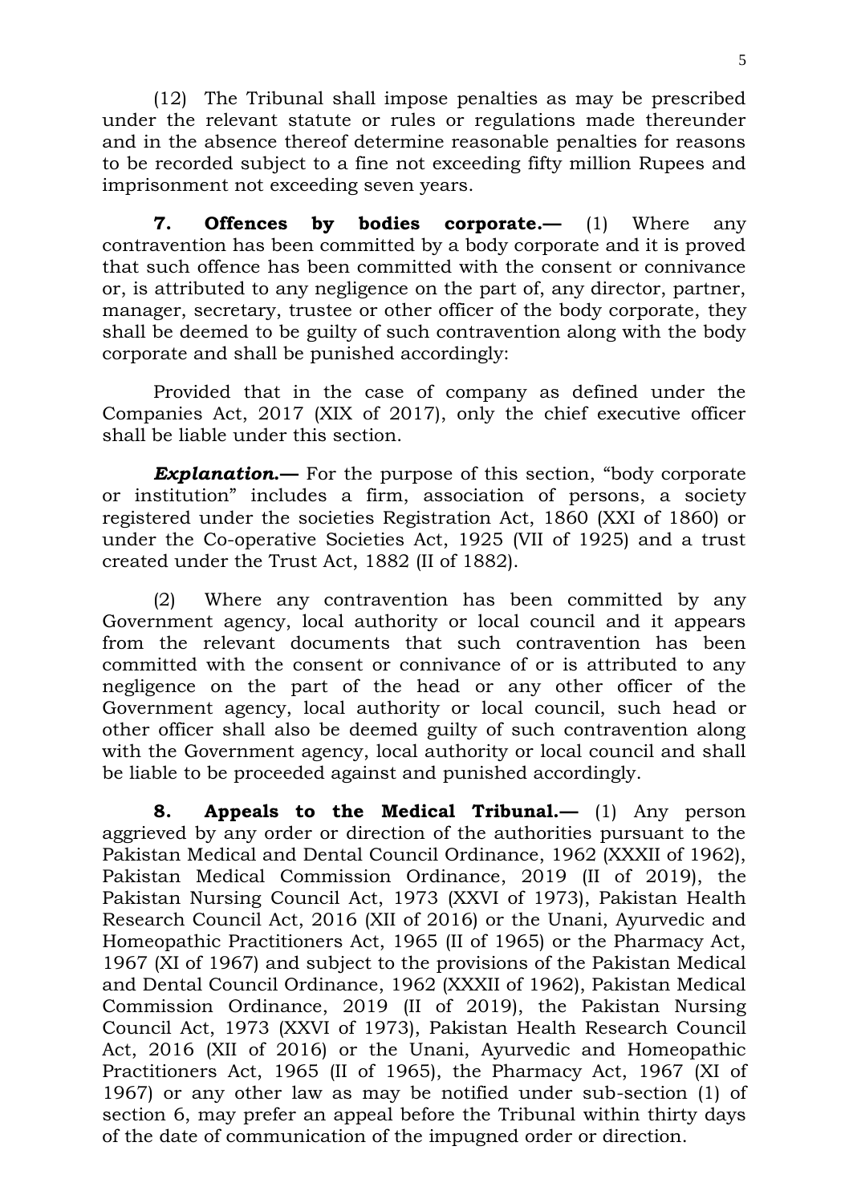(12) The Tribunal shall impose penalties as may be prescribed under the relevant statute or rules or regulations made thereunder and in the absence thereof determine reasonable penalties for reasons to be recorded subject to a fine not exceeding fifty million Rupees and imprisonment not exceeding seven years.

**7. Offences by bodies corporate.—** (1) Where any contravention has been committed by a body corporate and it is proved that such offence has been committed with the consent or connivance or, is attributed to any negligence on the part of, any director, partner, manager, secretary, trustee or other officer of the body corporate, they shall be deemed to be guilty of such contravention along with the body corporate and shall be punished accordingly:

Provided that in the case of company as defined under the Companies Act, 2017 (XIX of 2017), only the chief executive officer shall be liable under this section.

***Explanation.—*** For the purpose of this section, "body corporate or institution" includes a firm, association of persons, a society registered under the societies Registration Act, 1860 (XXI of 1860) or under the Co-operative Societies Act, 1925 (VII of 1925) and a trust created under the Trust Act, 1882 (II of 1882).

(2) Where any contravention has been committed by any Government agency, local authority or local council and it appears from the relevant documents that such contravention has been committed with the consent or connivance of or is attributed to any negligence on the part of the head or any other officer of the Government agency, local authority or local council, such head or other officer shall also be deemed guilty of such contravention along with the Government agency, local authority or local council and shall be liable to be proceeded against and punished accordingly.

**8. Appeals to the Medical Tribunal.—** (1) Any person aggrieved by any order or direction of the authorities pursuant to the Pakistan Medical and Dental Council Ordinance, 1962 (XXXII of 1962), Pakistan Medical Commission Ordinance, 2019 (II of 2019), the Pakistan Nursing Council Act, 1973 (XXVI of 1973), Pakistan Health Research Council Act, 2016 (XII of 2016) or the Unani, Ayurvedic and Homeopathic Practitioners Act, 1965 (II of 1965) or the Pharmacy Act, 1967 (XI of 1967) and subject to the provisions of the Pakistan Medical and Dental Council Ordinance, 1962 (XXXII of 1962), Pakistan Medical Commission Ordinance, 2019 (II of 2019), the Pakistan Nursing Council Act, 1973 (XXVI of 1973), Pakistan Health Research Council Act, 2016 (XII of 2016) or the Unani, Ayurvedic and Homeopathic Practitioners Act, 1965 (II of 1965), the Pharmacy Act, 1967 (XI of 1967) or any other law as may be notified under sub-section (1) of section 6, may prefer an appeal before the Tribunal within thirty days of the date of communication of the impugned order or direction.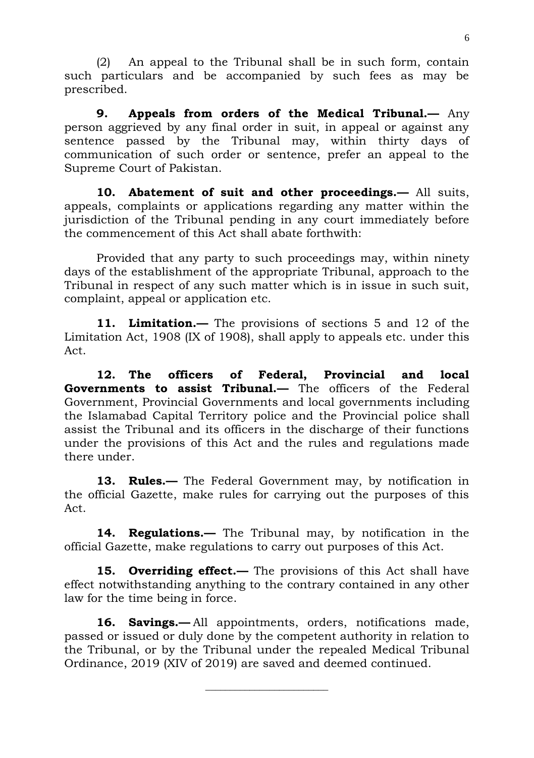(2) An appeal to the Tribunal shall be in such form, contain such particulars and be accompanied by such fees as may be prescribed.

**9. Appeals from orders of the Medical Tribunal.—** Any person aggrieved by any final order in suit, in appeal or against any sentence passed by the Tribunal may, within thirty days of communication of such order or sentence, prefer an appeal to the Supreme Court of Pakistan.

**10. Abatement of suit and other proceedings.—** All suits, appeals, complaints or applications regarding any matter within the jurisdiction of the Tribunal pending in any court immediately before the commencement of this Act shall abate forthwith:

Provided that any party to such proceedings may, within ninety days of the establishment of the appropriate Tribunal, approach to the Tribunal in respect of any such matter which is in issue in such suit, complaint, appeal or application etc.

**11. Limitation.—** The provisions of sections 5 and 12 of the Limitation Act, 1908 (IX of 1908), shall apply to appeals etc. under this Act.

**12. The officers of Federal, Provincial and local Governments to assist Tribunal.—** The officers of the Federal Government, Provincial Governments and local governments including the Islamabad Capital Territory police and the Provincial police shall assist the Tribunal and its officers in the discharge of their functions under the provisions of this Act and the rules and regulations made there under.

**13. Rules.—** The Federal Government may, by notification in the official Gazette, make rules for carrying out the purposes of this Act.

**14. Regulations.—** The Tribunal may, by notification in the official Gazette, make regulations to carry out purposes of this Act.

**15. Overriding effect.—** The provisions of this Act shall have effect notwithstanding anything to the contrary contained in any other law for the time being in force.

**16. Savings.—** All appointments, orders, notifications made, passed or issued or duly done by the competent authority in relation to the Tribunal, or by the Tribunal under the repealed Medical Tribunal Ordinance, 2019 (XIV of 2019) are saved and deemed continued.

---